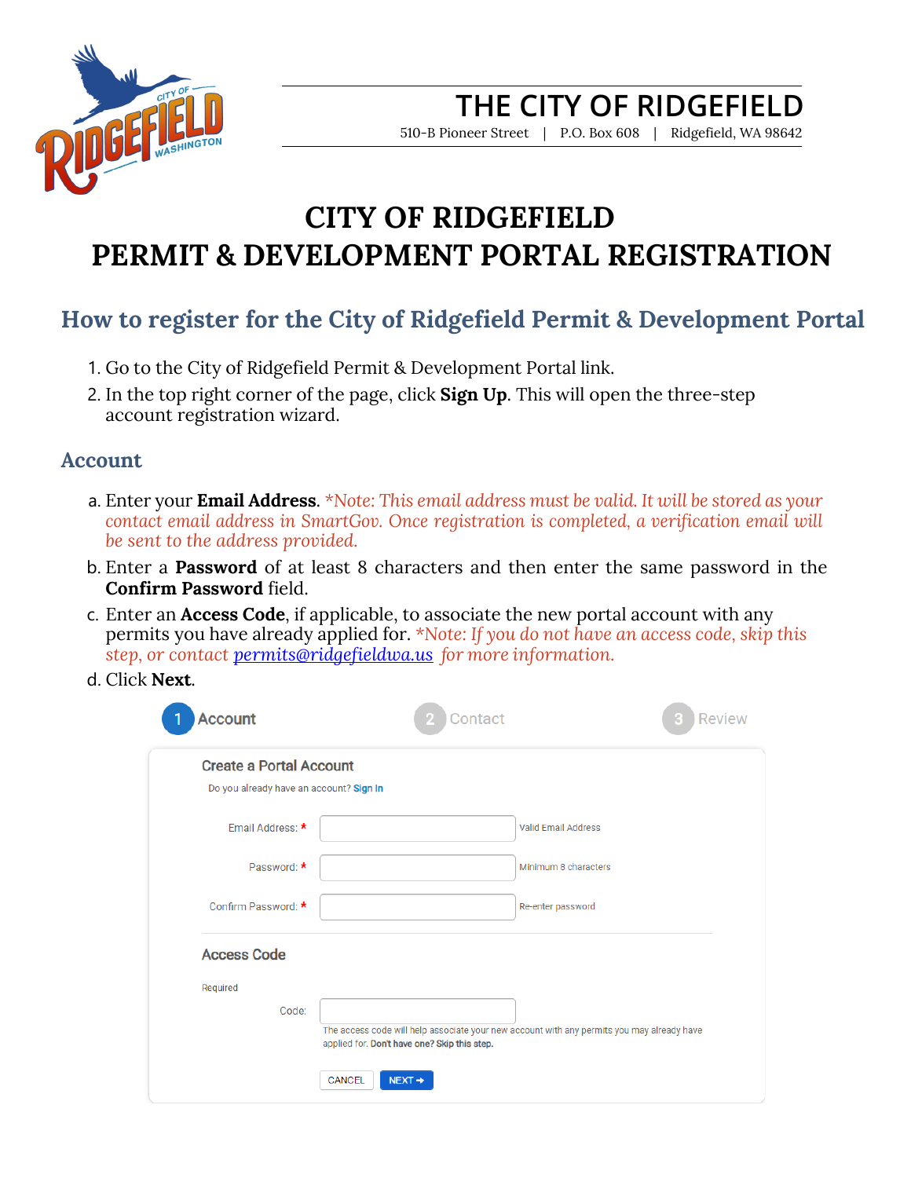# THE CITY OF RIDGEFIELD

510-B Pioneer Street | P.O. Box 608 | Ridgefield, WA 98642

# CITY OF RIDGEFIELD
# PERMIT & DEVELOPMENT PORTAL REGISTRATION

## How to register for the City of Ridgefield Permit & Development Portal

1. Go to the City of Ridgefield Permit & Development Portal link.
2. In the top right corner of the page, click **Sign Up**. This will open the three-step account registration wizard.

### Account

a. Enter your **Email Address**. *\*Note: This email address must be valid. It will be stored as your contact email address in SmartGov. Once registration is completed, a verification email will be sent to the address provided.*

b. Enter a **Password** of at least 8 characters and then enter the same password in the **Confirm Password** field.

c. Enter an **Access Code**, if applicable, to associate the new portal account with any permits you have already applied for. *\*Note: If you do not have an access code, skip this step, or contact [permits@ridgefieldwa.us](mailto:permits@ridgefieldwa.us) for more information.*

d. Click **Next**.

1 Account 2 Contact 3 Review

Create a Portal Account

Do you already have an account? Sign In

Email Address: * Valid Email Address

Password: * Minimum 8 characters

Confirm Password: * Re-enter password

Access Code

Required

Code:

The access code will help associate your new account with any permits you may already have applied for. Don't have one? Skip this step.

CANCEL NEXT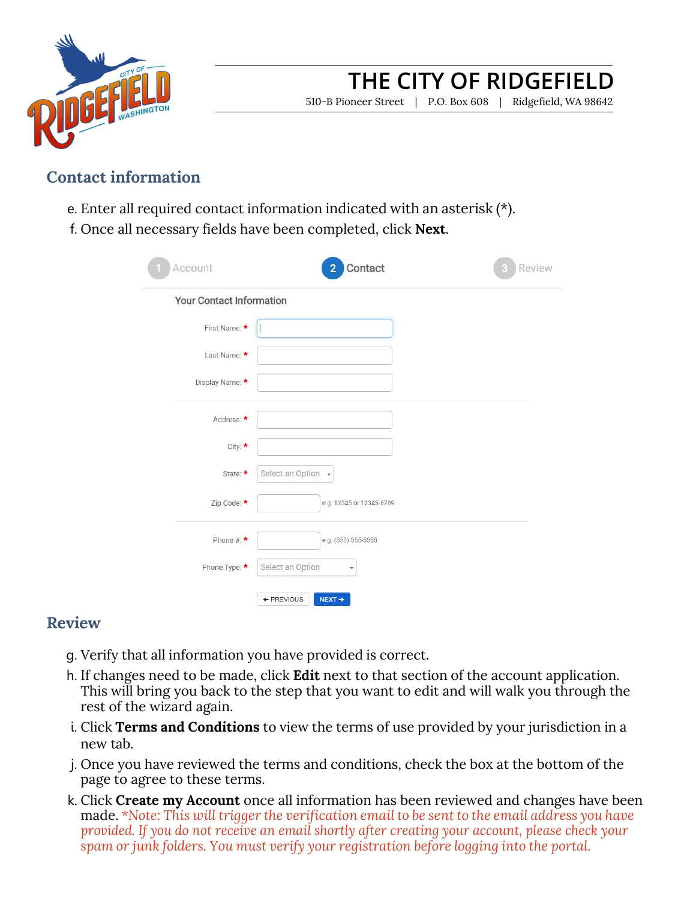## Contact information

e. Enter all required contact information indicated with an asterisk (*).

f. Once all necessary fields have been completed, click **Next**.

1 Account | 2 Contact | 3 Review

Your Contact Information

First Name: *

Last Name: *

Display Name: *

Address: *

City: *

State: * Select an Option

Zip Code: * e.g. 12345 or 12345-6789

Phone #: * e.g. (555) 555-5555

Phone Type: * Select an Option

← PREVIOUS | NEXT →

## Review

g. Verify that all information you have provided is correct.

h. If changes need to be made, click **Edit** next to that section of the account application. This will bring you back to the step that you want to edit and will walk you through the rest of the wizard again.

i. Click **Terms and Conditions** to view the terms of use provided by your jurisdiction in a new tab.

j. Once you have reviewed the terms and conditions, check the box at the bottom of the page to agree to these terms.

k. Click **Create my Account** once all information has been reviewed and changes have been made. **Note: This will trigger the verification email to be sent to the email address you have provided. If you do not receive an email shortly after creating your account, please check your spam or junk folders. You must verify your registration before logging into the portal.*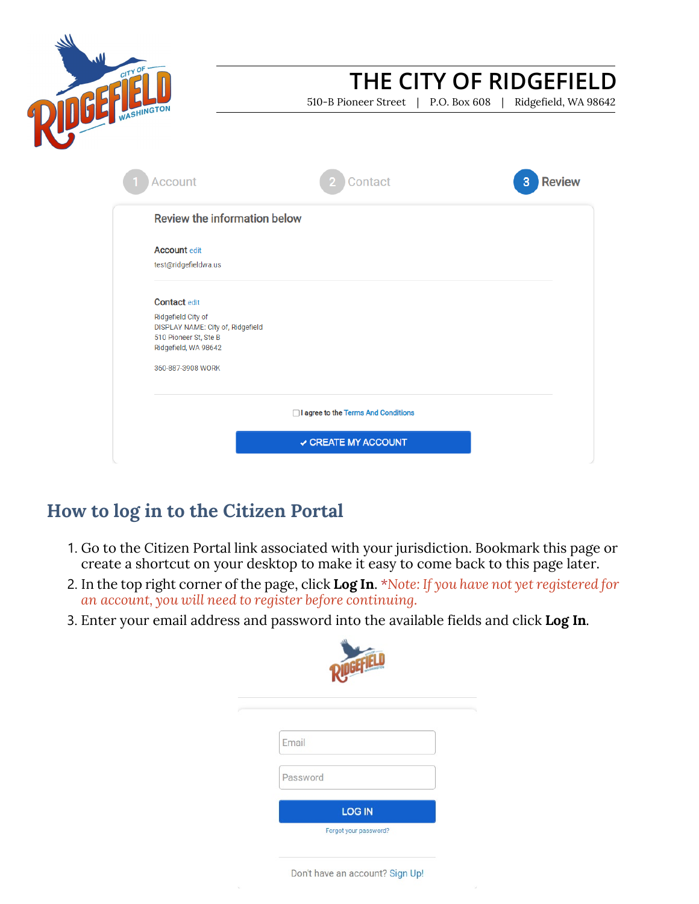# THE CITY OF RIDGEFIELD

510-B Pioneer Street | P.O. Box 608 | Ridgefield, WA 98642

1 Account 2 Contact 3 Review

Review the information below

**Account** edit

test@ridgefieldwa.us

**Contact** edit

Ridgefield City of
DISPLAY NAME: City of, Ridgefield
510 Pioneer St, Ste B
Ridgefield, WA 98642

360-887-3908 WORK

☐ I agree to the Terms And Conditions

✔ CREATE MY ACCOUNT

## How to log in to the Citizen Portal

1. Go to the Citizen Portal link associated with your jurisdiction. Bookmark this page or create a shortcut on your desktop to make it easy to come back to this page later.
2. In the top right corner of the page, click **Log In**. *\*Note: If you have not yet registered for an account, you will need to register before continuing.*
3. Enter your email address and password into the available fields and click **Log In**.

Email

Password

LOG IN

Forgot your password?

Don't have an account? Sign Up!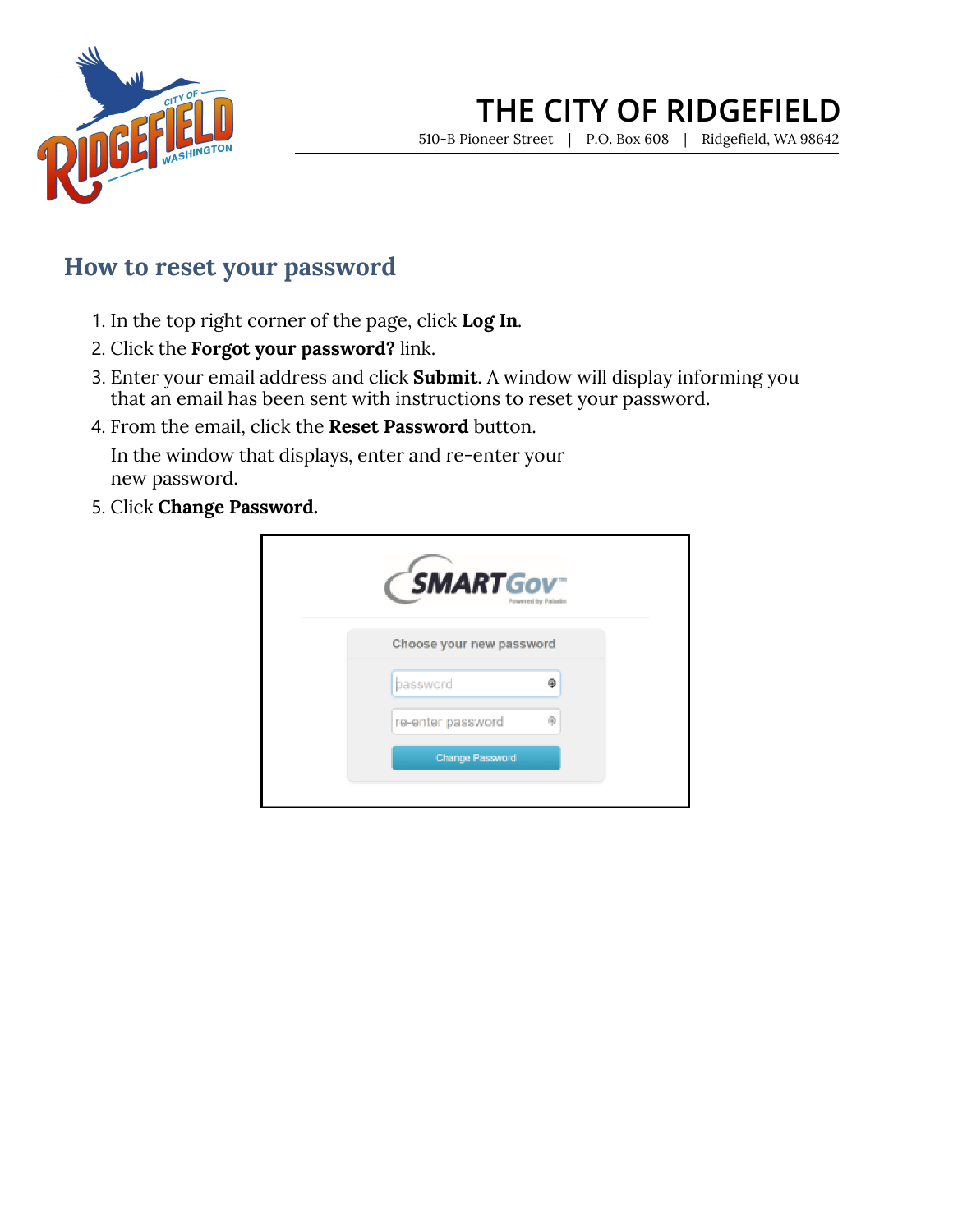# THE CITY OF RIDGEFIELD

510-B Pioneer Street | P.O. Box 608 | Ridgefield, WA 98642

## How to reset your password

1. In the top right corner of the page, click **Log In**.
2. Click the **Forgot your password?** link.
3. Enter your email address and click **Submit**. A window will display informing you that an email has been sent with instructions to reset your password.
4. From the email, click the **Reset Password** button.

   In the window that displays, enter and re-enter your new password.
5. Click **Change Password.**